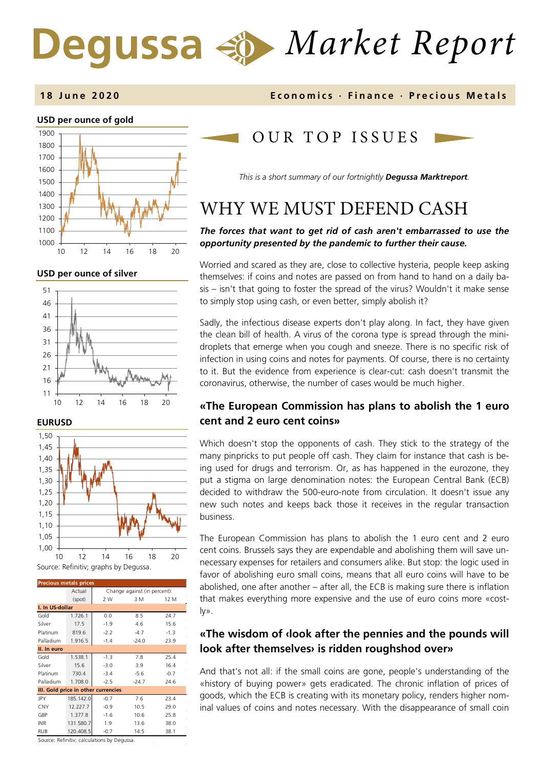# Degussa Market Report

**18 June 2020** — Economics · Finance · Precious Metals

**USD per ounce of gold**

**USD per ounce of silver**

**EURUSD**

Source: Refinitiv; graphs by Degussa.

| Precious metals prices | Actual (spot) | Change against (in percent): 2 W | 3 M | 12 M |
|---|---|---|---|---|
| **I. In US-dollar** | | | | |
| Gold | 1.726.1 | 0.0 | 8.5 | 24.7 |
| Silver | 17.5 | -1.9 | 4.6 | 15.6 |
| Platinum | 819.6 | -2.2 | -4.7 | -1.3 |
| Palladium | 1.916.5 | -1.4 | -24.0 | 23.9 |
| **II. In euro** | | | | |
| Gold | 1.538.1 | -1.3 | 7.8 | 25.4 |
| Silver | 15.6 | -3.0 | 3.9 | 16.4 |
| Platinum | 730.4 | -3.4 | -5.6 | -0.7 |
| Palladium | 1.708.0 | -2.5 | -24.7 | 24.6 |
| **III. Gold price in other currencies** | | | | |
| JPY | 185.142.0 | -0.7 | 7.6 | 23.4 |
| CNY | 12.227.7 | -0.9 | 10.5 | 29.0 |
| GBP | 1.377.8 | -1.6 | 10.6 | 25.8 |
| INR | 131.580.7 | 1.9 | 13.6 | 38.0 |
| RUB | 120.408.5 | -0.7 | 14.5 | 38.1 |

Source: Refinitiv; calculations by Degussa.

## OUR TOP ISSUES

*This is a short summary of our fortnightly **Degussa Marktreport**.*

# WHY WE MUST DEFEND CASH

***The forces that want to get rid of cash aren't embarrassed to use the opportunity presented by the pandemic to further their cause.***

Worried and scared as they are, close to collective hysteria, people keep asking themselves: if coins and notes are passed on from hand to hand on a daily basis – isn't that going to foster the spread of the virus? Wouldn't it make sense to simply stop using cash, or even better, simply abolish it?

Sadly, the infectious disease experts don't play along. In fact, they have given the clean bill of health. A virus of the corona type is spread through the mini-droplets that emerge when you cough and sneeze. There is no specific risk of infection in using coins and notes for payments. Of course, there is no certainty to it. But the evidence from experience is clear-cut: cash doesn't transmit the coronavirus, otherwise, the number of cases would be much higher.

### «The European Commission has plans to abolish the 1 euro cent and 2 euro cent coins»

Which doesn't stop the opponents of cash. They stick to the strategy of the many pinpricks to put people off cash. They claim for instance that cash is being used for drugs and terrorism. Or, as has happened in the eurozone, they put a stigma on large denomination notes: the European Central Bank (ECB) decided to withdraw the 500-euro-note from circulation. It doesn't issue any new such notes and keeps back those it receives in the regular transaction business.

The European Commission has plans to abolish the 1 euro cent and 2 euro cent coins. Brussels says they are expendable and abolishing them will save unnecessary expenses for retailers and consumers alike. But stop: the logic used in favor of abolishing euro small coins, means that all euro coins will have to be abolished, one after another – after all, the ECB is making sure there is inflation that makes everything more expensive and the use of euro coins more «costly».

### «The wisdom of ‹look after the pennies and the pounds will look after themselves› is ridden roughshod over»

And that's not all: if the small coins are gone, people's understanding of the «history of buying power» gets eradicated. The chronic inflation of prices of goods, which the ECB is creating with its monetary policy, renders higher nominal values of coins and notes necessary. With the disappearance of small coin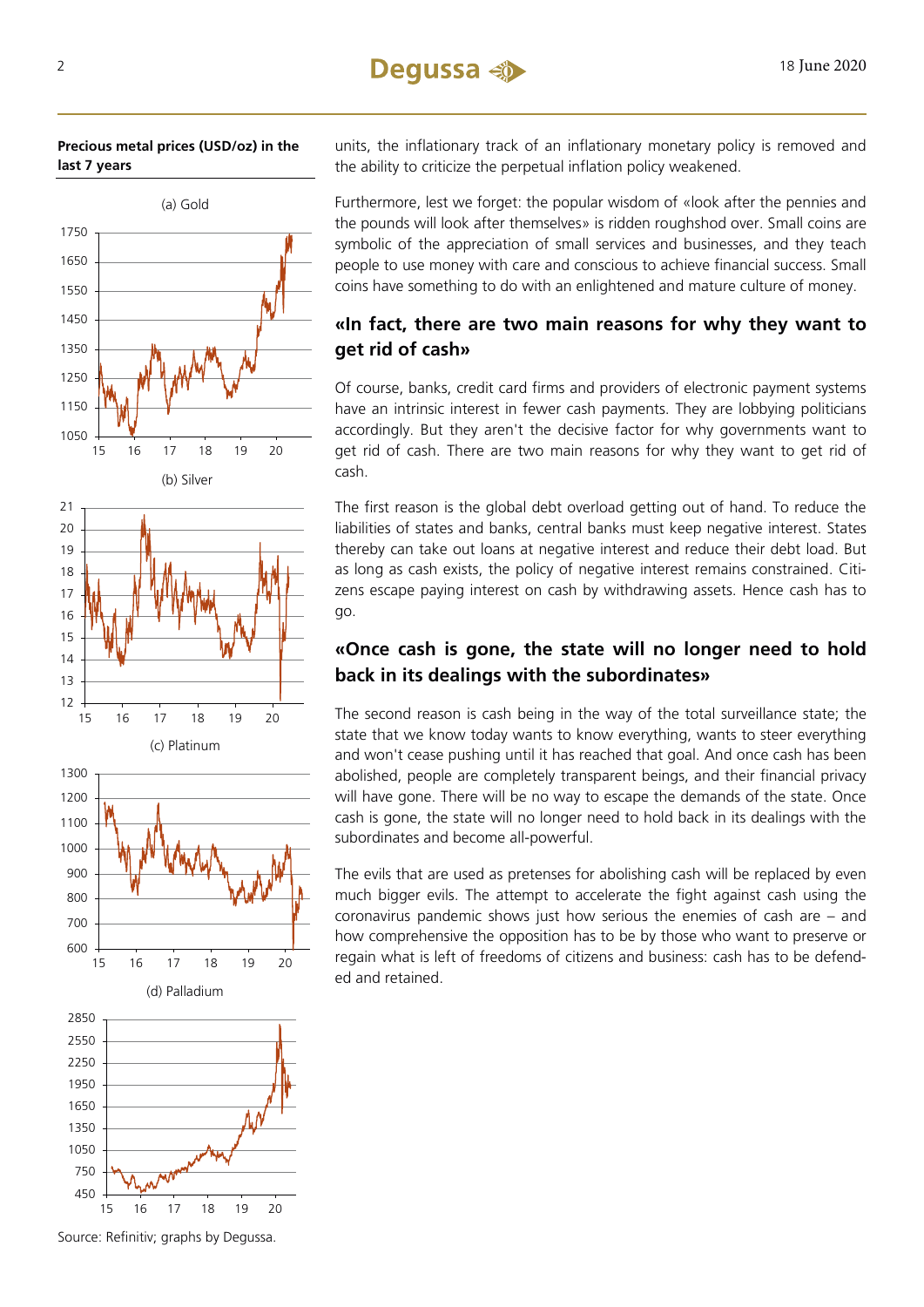**Precious metal prices (USD/oz) in the last 7 years**

(a) Gold

(b) Silver

(c) Platinum

(d) Palladium

Source: Refinitiv; graphs by Degussa.

units, the inflationary track of an inflationary monetary policy is removed and the ability to criticize the perpetual inflation policy weakened.

Furthermore, lest we forget: the popular wisdom of «look after the pennies and the pounds will look after themselves» is ridden roughshod over. Small coins are symbolic of the appreciation of small services and businesses, and they teach people to use money with care and conscious to achieve financial success. Small coins have something to do with an enlightened and mature culture of money.

## «In fact, there are two main reasons for why they want to get rid of cash»

Of course, banks, credit card firms and providers of electronic payment systems have an intrinsic interest in fewer cash payments. They are lobbying politicians accordingly. But they aren't the decisive factor for why governments want to get rid of cash. There are two main reasons for why they want to get rid of cash.

The first reason is the global debt overload getting out of hand. To reduce the liabilities of states and banks, central banks must keep negative interest. States thereby can take out loans at negative interest and reduce their debt load. But as long as cash exists, the policy of negative interest remains constrained. Citizens escape paying interest on cash by withdrawing assets. Hence cash has to go.

## «Once cash is gone, the state will no longer need to hold back in its dealings with the subordinates»

The second reason is cash being in the way of the total surveillance state; the state that we know today wants to know everything, wants to steer everything and won't cease pushing until it has reached that goal. And once cash has been abolished, people are completely transparent beings, and their financial privacy will have gone. There will be no way to escape the demands of the state. Once cash is gone, the state will no longer need to hold back in its dealings with the subordinates and become all-powerful.

The evils that are used as pretenses for abolishing cash will be replaced by even much bigger evils. The attempt to accelerate the fight against cash using the coronavirus pandemic shows just how serious the enemies of cash are – and how comprehensive the opposition has to be by those who want to preserve or regain what is left of freedoms of citizens and business: cash has to be defended and retained.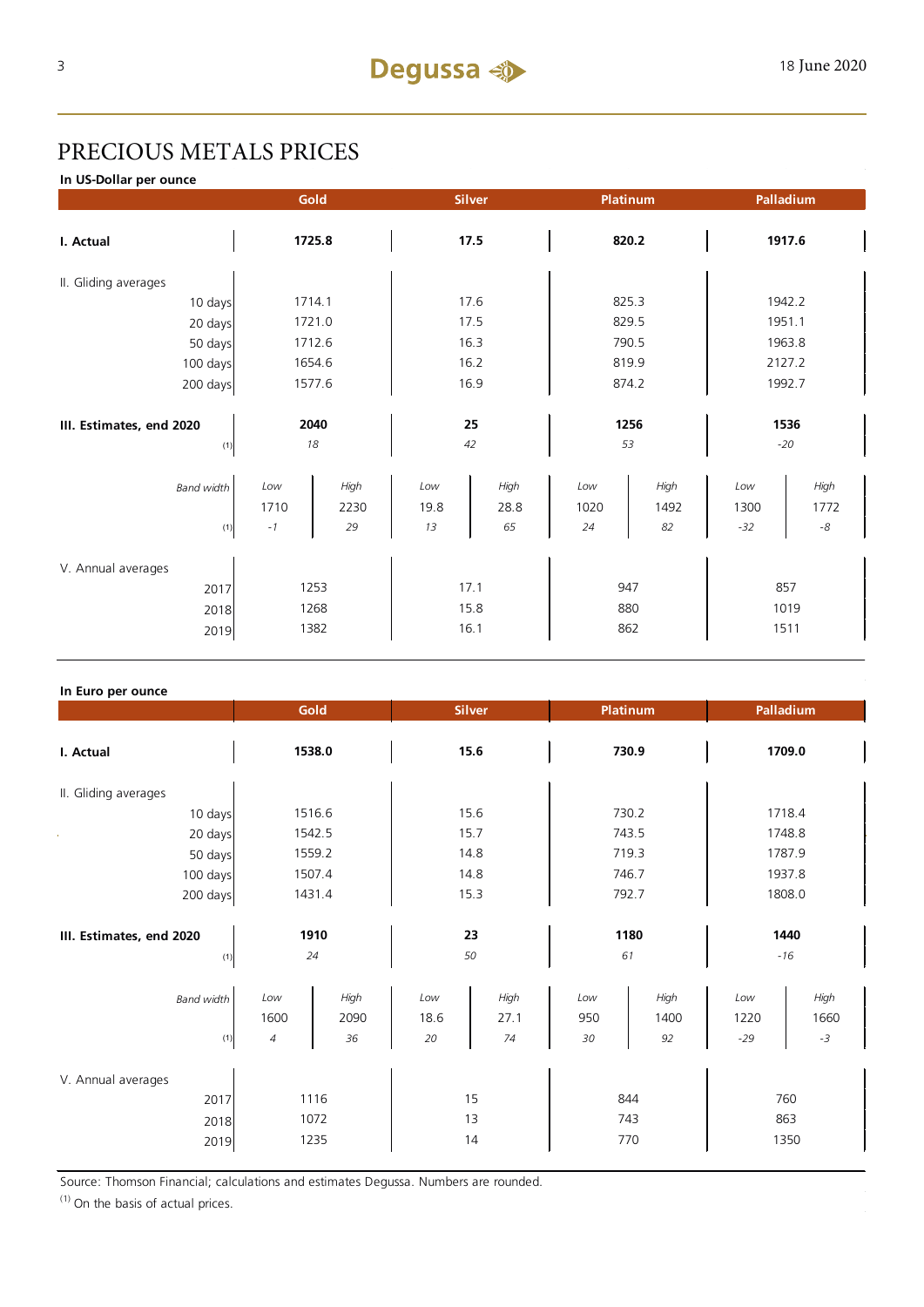# PRECIOUS METALS PRICES

**In US-Dollar per ounce**

| | Gold | | Silver | | Platinum | | Palladium | |
|---|---|---|---|---|---|---|---|---|
| **I. Actual** | **1725.8** | | **17.5** | | **820.2** | | **1917.6** | |
| II. Gliding averages | | | | | | | | |
| 10 days | 1714.1 | | 17.6 | | 825.3 | | 1942.2 | |
| 20 days | 1721.0 | | 17.5 | | 829.5 | | 1951.1 | |
| 50 days | 1712.6 | | 16.3 | | 790.5 | | 1963.8 | |
| 100 days | 1654.6 | | 16.2 | | 819.9 | | 2127.2 | |
| 200 days | 1577.6 | | 16.9 | | 874.2 | | 1992.7 | |
| **III. Estimates, end 2020** | **2040** | | **25** | | **1256** | | **1536** | |
| (1) | *18* | | *42* | | *53* | | *-20* | |
| *Band width* | *Low* | *High* | *Low* | *High* | *Low* | *High* | *Low* | *High* |
| | 1710 | 2230 | 19.8 | 28.8 | 1020 | 1492 | 1300 | 1772 |
| (1) | *-1* | *29* | *13* | *65* | *24* | *82* | *-32* | *-8* |
| V. Annual averages | | | | | | | | |
| 2017 | 1253 | | 17.1 | | 947 | | 857 | |
| 2018 | 1268 | | 15.8 | | 880 | | 1019 | |
| 2019 | 1382 | | 16.1 | | 862 | | 1511 | |

**In Euro per ounce**

| | Gold | | Silver | | Platinum | | Palladium | |
|---|---|---|---|---|---|---|---|---|
| **I. Actual** | **1538.0** | | **15.6** | | **730.9** | | **1709.0** | |
| II. Gliding averages | | | | | | | | |
| 10 days | 1516.6 | | 15.6 | | 730.2 | | 1718.4 | |
| 20 days | 1542.5 | | 15.7 | | 743.5 | | 1748.8 | |
| 50 days | 1559.2 | | 14.8 | | 719.3 | | 1787.9 | |
| 100 days | 1507.4 | | 14.8 | | 746.7 | | 1937.8 | |
| 200 days | 1431.4 | | 15.3 | | 792.7 | | 1808.0 | |
| **III. Estimates, end 2020** | **1910** | | **23** | | **1180** | | **1440** | |
| (1) | *24* | | *50* | | *61* | | *-16* | |
| *Band width* | *Low* | *High* | *Low* | *High* | *Low* | *High* | *Low* | *High* |
| | 1600 | 2090 | 18.6 | 27.1 | 950 | 1400 | 1220 | 1660 |
| (1) | *4* | *36* | *20* | *74* | *30* | *92* | *-29* | *-3* |
| V. Annual averages | | | | | | | | |
| 2017 | 1116 | | 15 | | 844 | | 760 | |
| 2018 | 1072 | | 13 | | 743 | | 863 | |
| 2019 | 1235 | | 14 | | 770 | | 1350 | |

Source: Thomson Financial; calculations and estimates Degussa. Numbers are rounded.

(1) On the basis of actual prices.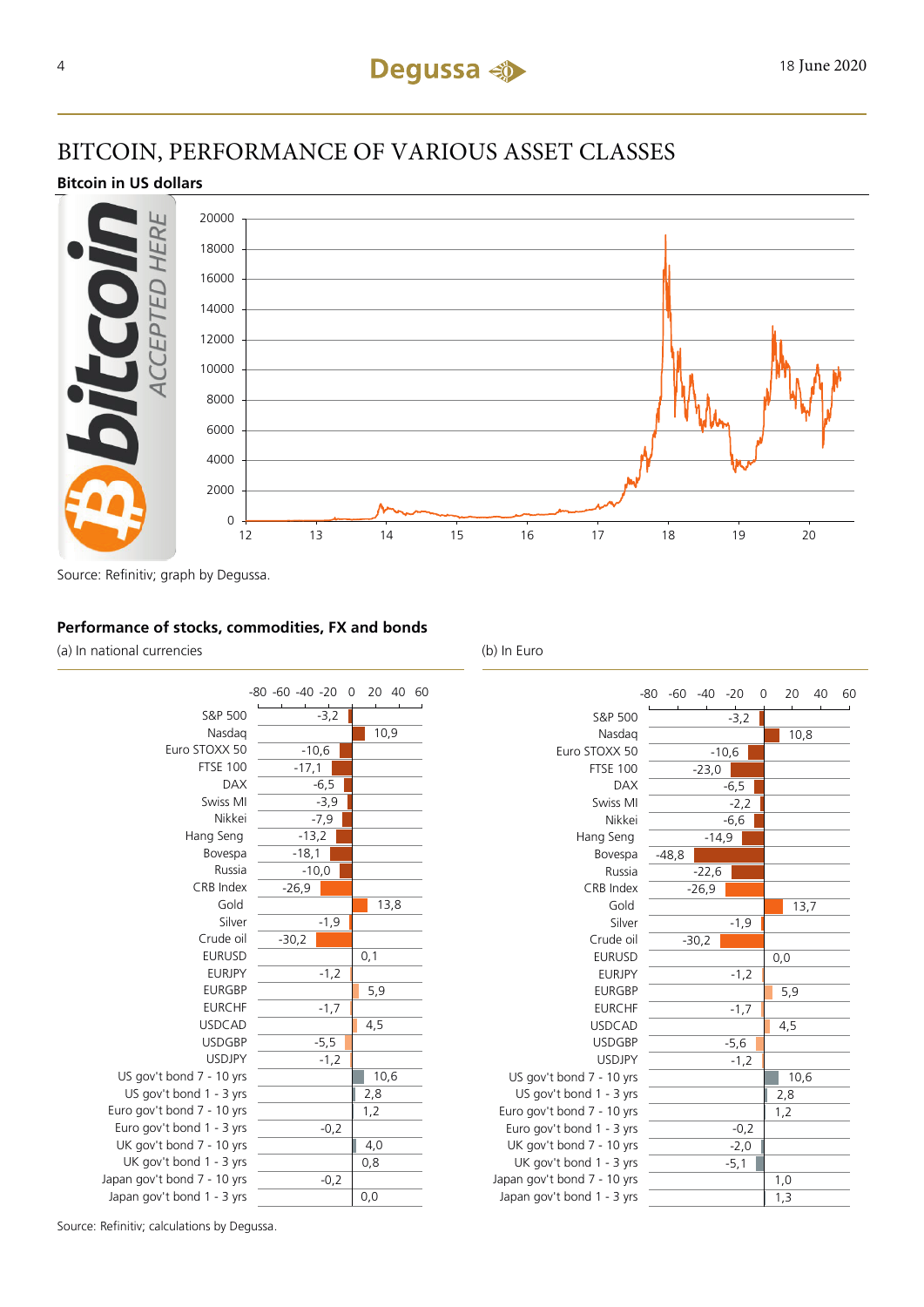# BITCOIN, PERFORMANCE OF VARIOUS ASSET CLASSES

**Bitcoin in US dollars**

Source: Refinitiv; graph by Degussa.

## Performance of stocks, commodities, FX and bonds

| | (a) In national currencies | (b) In Euro |
|---|---|---|
| S&P 500 | -3,2 | -3,2 |
| Nasdaq | 10,9 | 10,8 |
| Euro STOXX 50 | -10,6 | -10,6 |
| FTSE 100 | -17,1 | -23,0 |
| DAX | -6,5 | -6,5 |
| Swiss MI | -3,9 | -2,2 |
| Nikkei | -7,9 | -6,6 |
| Hang Seng | -13,2 | -14,9 |
| Bovespa | -18,1 | -48,8 |
| Russia | -10,0 | -22,6 |
| CRB Index | -26,9 | -26,9 |
| Gold | 13,8 | 13,7 |
| Silver | -1,9 | -1,9 |
| Crude oil | -30,2 | -30,2 |
| EURUSD | 0,1 | 0,0 |
| EURJPY | -1,2 | -1,2 |
| EURGBP | 5,9 | 5,9 |
| EURCHF | -1,7 | -1,7 |
| USDCAD | 4,5 | 4,5 |
| USDGBP | -5,5 | -5,6 |
| USDJPY | -1,2 | -1,2 |
| US gov't bond 7 - 10 yrs | 10,6 | 10,6 |
| US gov't bond 1 - 3 yrs | 2,8 | 2,8 |
| Euro gov't bond 7 - 10 yrs | 1,2 | 1,2 |
| Euro gov't bond 1 - 3 yrs | -0,2 | -0,2 |
| UK gov't bond 7 - 10 yrs | 4,0 | -2,0 |
| UK gov't bond 1 - 3 yrs | 0,8 | -5,1 |
| Japan gov't bond 7 - 10 yrs | -0,2 | 1,0 |
| Japan gov't bond 1 - 3 yrs | 0,0 | 1,3 |

Source: Refinitiv; calculations by Degussa.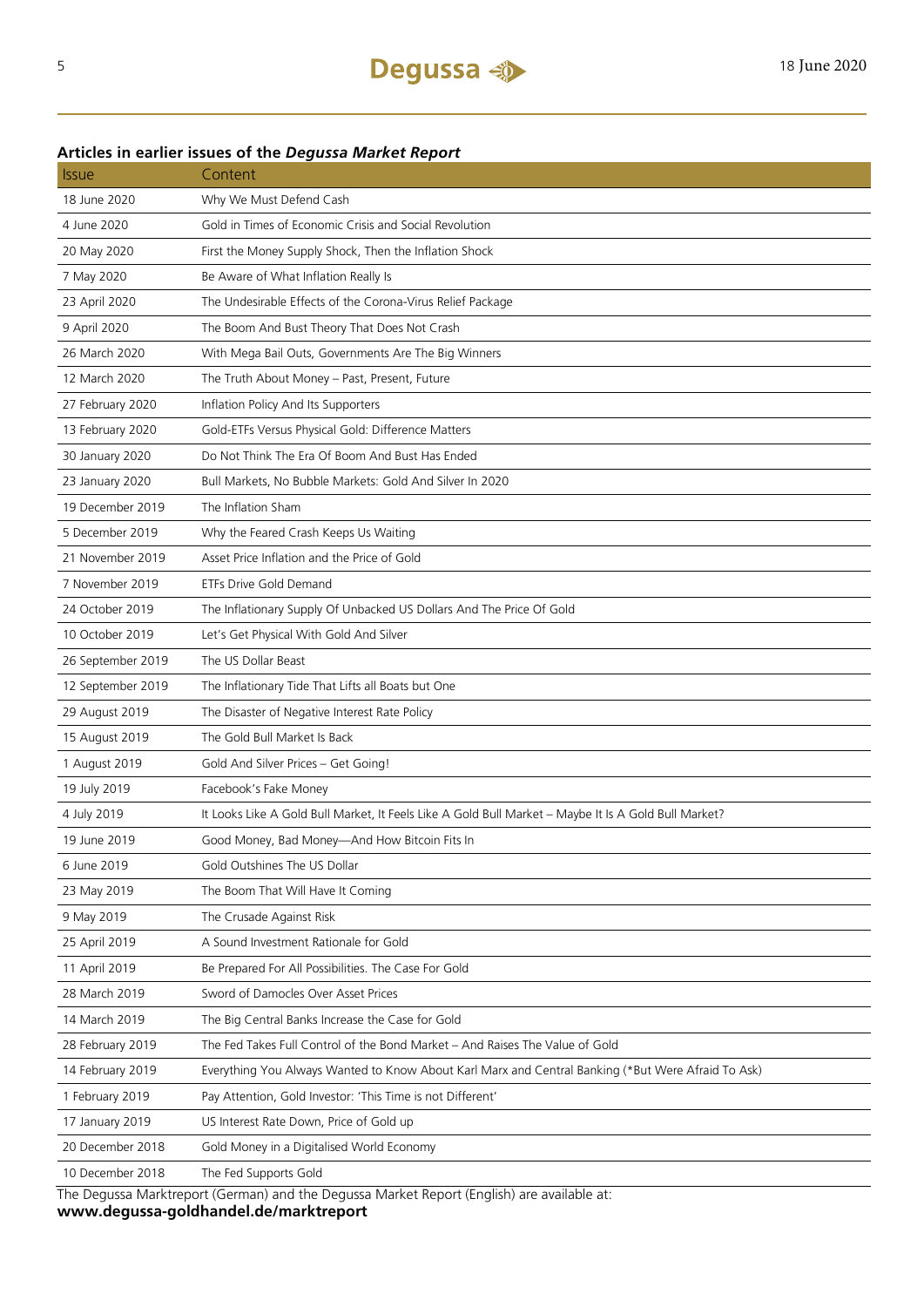## Articles in earlier issues of the *Degussa Market Report*

| Issue | Content |
|---|---|
| 18 June 2020 | Why We Must Defend Cash |
| 4 June 2020 | Gold in Times of Economic Crisis and Social Revolution |
| 20 May 2020 | First the Money Supply Shock, Then the Inflation Shock |
| 7 May 2020 | Be Aware of What Inflation Really Is |
| 23 April 2020 | The Undesirable Effects of the Corona-Virus Relief Package |
| 9 April 2020 | The Boom And Bust Theory That Does Not Crash |
| 26 March 2020 | With Mega Bail Outs, Governments Are The Big Winners |
| 12 March 2020 | The Truth About Money – Past, Present, Future |
| 27 February 2020 | Inflation Policy And Its Supporters |
| 13 February 2020 | Gold-ETFs Versus Physical Gold: Difference Matters |
| 30 January 2020 | Do Not Think The Era Of Boom And Bust Has Ended |
| 23 January 2020 | Bull Markets, No Bubble Markets: Gold And Silver In 2020 |
| 19 December 2019 | The Inflation Sham |
| 5 December 2019 | Why the Feared Crash Keeps Us Waiting |
| 21 November 2019 | Asset Price Inflation and the Price of Gold |
| 7 November 2019 | ETFs Drive Gold Demand |
| 24 October 2019 | The Inflationary Supply Of Unbacked US Dollars And The Price Of Gold |
| 10 October 2019 | Let's Get Physical With Gold And Silver |
| 26 September 2019 | The US Dollar Beast |
| 12 September 2019 | The Inflationary Tide That Lifts all Boats but One |
| 29 August 2019 | The Disaster of Negative Interest Rate Policy |
| 15 August 2019 | The Gold Bull Market Is Back |
| 1 August 2019 | Gold And Silver Prices – Get Going! |
| 19 July 2019 | Facebook's Fake Money |
| 4 July 2019 | It Looks Like A Gold Bull Market, It Feels Like A Gold Bull Market – Maybe It Is A Gold Bull Market? |
| 19 June 2019 | Good Money, Bad Money—And How Bitcoin Fits In |
| 6 June 2019 | Gold Outshines The US Dollar |
| 23 May 2019 | The Boom That Will Have It Coming |
| 9 May 2019 | The Crusade Against Risk |
| 25 April 2019 | A Sound Investment Rationale for Gold |
| 11 April 2019 | Be Prepared For All Possibilities. The Case For Gold |
| 28 March 2019 | Sword of Damocles Over Asset Prices |
| 14 March 2019 | The Big Central Banks Increase the Case for Gold |
| 28 February 2019 | The Fed Takes Full Control of the Bond Market – And Raises The Value of Gold |
| 14 February 2019 | Everything You Always Wanted to Know About Karl Marx and Central Banking (*But Were Afraid To Ask) |
| 1 February 2019 | Pay Attention, Gold Investor: 'This Time is not Different' |
| 17 January 2019 | US Interest Rate Down, Price of Gold up |
| 20 December 2018 | Gold Money in a Digitalised World Economy |
| 10 December 2018 | The Fed Supports Gold |

The Degussa Marktreport (German) and the Degussa Market Report (English) are available at:
**www.degussa-goldhandel.de/marktreport**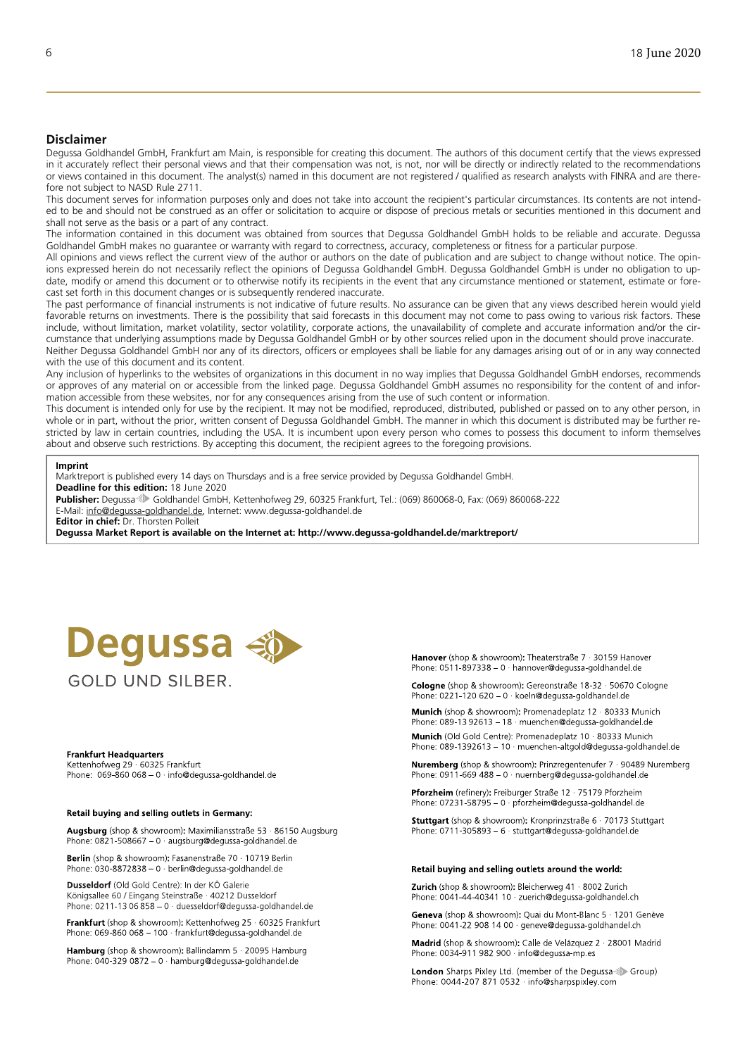## Disclaimer

Degussa Goldhandel GmbH, Frankfurt am Main, is responsible for creating this document. The authors of this document certify that the views expressed in it accurately reflect their personal views and that their compensation was not, is not, nor will be directly or indirectly related to the recommendations or views contained in this document. The analyst(s) named in this document are not registered / qualified as research analysts with FINRA and are therefore not subject to NASD Rule 2711.

This document serves for information purposes only and does not take into account the recipient's particular circumstances. Its contents are not intended to be and should not be construed as an offer or solicitation to acquire or dispose of precious metals or securities mentioned in this document and shall not serve as the basis or a part of any contract.

The information contained in this document was obtained from sources that Degussa Goldhandel GmbH holds to be reliable and accurate. Degussa Goldhandel GmbH makes no guarantee or warranty with regard to correctness, accuracy, completeness or fitness for a particular purpose.

All opinions and views reflect the current view of the author or authors on the date of publication and are subject to change without notice. The opinions expressed herein do not necessarily reflect the opinions of Degussa Goldhandel GmbH. Degussa Goldhandel GmbH is under no obligation to update, modify or amend this document or to otherwise notify its recipients in the event that any circumstance mentioned or statement, estimate or forecast set forth in this document changes or is subsequently rendered inaccurate.

The past performance of financial instruments is not indicative of future results. No assurance can be given that any views described herein would yield favorable returns on investments. There is the possibility that said forecasts in this document may not come to pass owing to various risk factors. These include, without limitation, market volatility, sector volatility, corporate actions, the unavailability of complete and accurate information and/or the circumstance that underlying assumptions made by Degussa Goldhandel GmbH or by other sources relied upon in the document should prove inaccurate.

Neither Degussa Goldhandel GmbH nor any of its directors, officers or employees shall be liable for any damages arising out of or in any way connected with the use of this document and its content.

Any inclusion of hyperlinks to the websites of organizations in this document in no way implies that Degussa Goldhandel GmbH endorses, recommends or approves of any material on or accessible from the linked page. Degussa Goldhandel GmbH assumes no responsibility for the content of and information accessible from these websites, nor for any consequences arising from the use of such content or information.

This document is intended only for use by the recipient. It may not be modified, reproduced, distributed, published or passed on to any other person, in whole or in part, without the prior, written consent of Degussa Goldhandel GmbH. The manner in which this document is distributed may be further restricted by law in certain countries, including the USA. It is incumbent upon every person who comes to possess this document to inform themselves about and observe such restrictions. By accepting this document, the recipient agrees to the foregoing provisions.

**Imprint**

Marktreport is published every 14 days on Thursdays and is a free service provided by Degussa Goldhandel GmbH.
**Deadline for this edition:** 18 June 2020
**Publisher:** Degussa Goldhandel GmbH, Kettenhofweg 29, 60325 Frankfurt, Tel.: (069) 860068-0, Fax: (069) 860068-222
E-Mail: info@degussa-goldhandel.de, Internet: www.degussa-goldhandel.de
**Editor in chief:** Dr. Thorsten Polleit
**Degussa Market Report is available on the Internet at: http://www.degussa-goldhandel.de/marktreport/**

Degussa
GOLD UND SILBER.

**Frankfurt Headquarters**
Kettenhofweg 29 · 60325 Frankfurt
Phone: 069-860 068 – 0 · info@degussa-goldhandel.de

**Retail buying and selling outlets in Germany:**

**Augsburg** (shop & showroom): Maximiliansstraße 53 · 86150 Augsburg
Phone: 0821-508667 – 0 · augsburg@degussa-goldhandel.de

**Berlin** (shop & showroom): Fasanenstraße 70 · 10719 Berlin
Phone: 030-8872838 – 0 · berlin@degussa-goldhandel.de

**Dusseldorf** (Old Gold Centre): In der KÖ Galerie
Königsallee 60 / Eingang Steinstraße · 40212 Dusseldorf
Phone: 0211-13 06 858 – 0 · duesseldorf@degussa-goldhandel.de

**Frankfurt** (shop & showroom): Kettenhofweg 25 · 60325 Frankfurt
Phone: 069-860 068 – 100 · frankfurt@degussa-goldhandel.de

**Hamburg** (shop & showroom): Ballindamm 5 · 20095 Hamburg
Phone: 040-329 0872 – 0 · hamburg@degussa-goldhandel.de

**Hanover** (shop & showroom): Theaterstraße 7 · 30159 Hanover
Phone: 0511-897338 – 0 · hannover@degussa-goldhandel.de

**Cologne** (shop & showroom): Gereonstraße 18-32 · 50670 Cologne
Phone: 0221-120 620 – 0 · koeln@degussa-goldhandel.de

**Munich** (shop & showroom): Promenadeplatz 12 · 80333 Munich
Phone: 089-13 92613 – 18 · muenchen@degussa-goldhandel.de

**Munich** (Old Gold Centre): Promenadeplatz 10 · 80333 Munich
Phone: 089-1392613 – 10 · muenchen-altgold@degussa-goldhandel.de

**Nuremberg** (shop & showroom): Prinzregentenufer 7 · 90489 Nuremberg
Phone: 0911-669 488 – 0 · nuernberg@degussa-goldhandel.de

**Pforzheim** (refinery): Freiburger Straße 12 · 75179 Pforzheim
Phone: 07231-58795 – 0 · pforzheim@degussa-goldhandel.de

**Stuttgart** (shop & showroom): Kronprinzstraße 6 · 70173 Stuttgart
Phone: 0711-305893 – 6 · stuttgart@degussa-goldhandel.de

**Retail buying and selling outlets around the world:**

**Zurich** (shop & showroom): Bleicherweg 41 · 8002 Zurich
Phone: 0041-44-40341 10 · zuerich@degussa-goldhandel.ch

**Geneva** (shop & showroom): Quai du Mont-Blanc 5 · 1201 Genève
Phone: 0041-22 908 14 00 · geneve@degussa-goldhandel.ch

**Madrid** (shop & showroom): Calle de Velázquez 2 · 28001 Madrid
Phone: 0034-911 982 900 · info@degussa-mp.es

**London** Sharps Pixley Ltd. (member of the Degussa Group)
Phone: 0044-207 871 0532 · info@sharpspixley.com